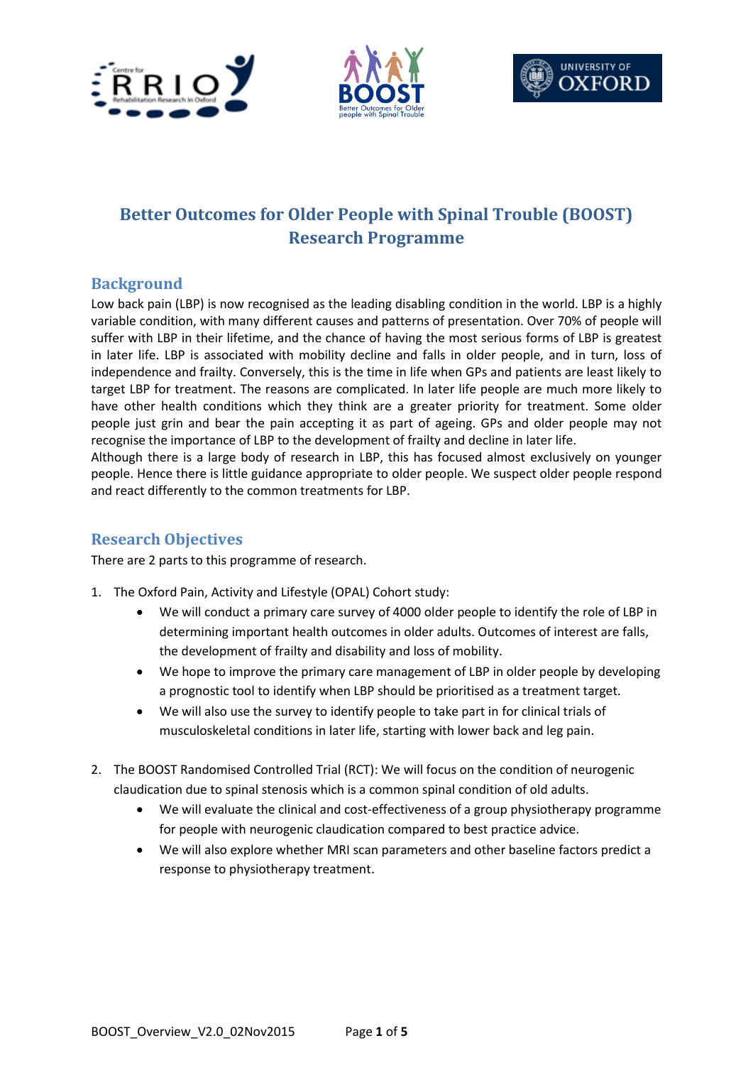# Better Outcomes for Older People with Spinal Trouble (BOOST) Research Programme

## Background

Low back pain (LBP) is now recognised as the leading disabling condition in the world. LBP is a highly variable condition, with many different causes and patterns of presentation. Over 70% of people will suffer with LBP in their lifetime, and the chance of having the most serious forms of LBP is greatest in later life. LBP is associated with mobility decline and falls in older people, and in turn, loss of independence and frailty. Conversely, this is the time in life when GPs and patients are least likely to target LBP for treatment. The reasons are complicated. In later life people are much more likely to have other health conditions which they think are a greater priority for treatment. Some older people just grin and bear the pain accepting it as part of ageing. GPs and older people may not recognise the importance of LBP to the development of frailty and decline in later life.

Although there is a large body of research in LBP, this has focused almost exclusively on younger people. Hence there is little guidance appropriate to older people. We suspect older people respond and react differently to the common treatments for LBP.

## Research Objectives

There are 2 parts to this programme of research.

1. The Oxford Pain, Activity and Lifestyle (OPAL) Cohort study:
    - We will conduct a primary care survey of 4000 older people to identify the role of LBP in determining important health outcomes in older adults. Outcomes of interest are falls, the development of frailty and disability and loss of mobility.
    - We hope to improve the primary care management of LBP in older people by developing a prognostic tool to identify when LBP should be prioritised as a treatment target.
    - We will also use the survey to identify people to take part in for clinical trials of musculoskeletal conditions in later life, starting with lower back and leg pain.

2. The BOOST Randomised Controlled Trial (RCT): We will focus on the condition of neurogenic claudication due to spinal stenosis which is a common spinal condition of old adults.
    - We will evaluate the clinical and cost-effectiveness of a group physiotherapy programme for people with neurogenic claudication compared to best practice advice.
    - We will also explore whether MRI scan parameters and other baseline factors predict a response to physiotherapy treatment.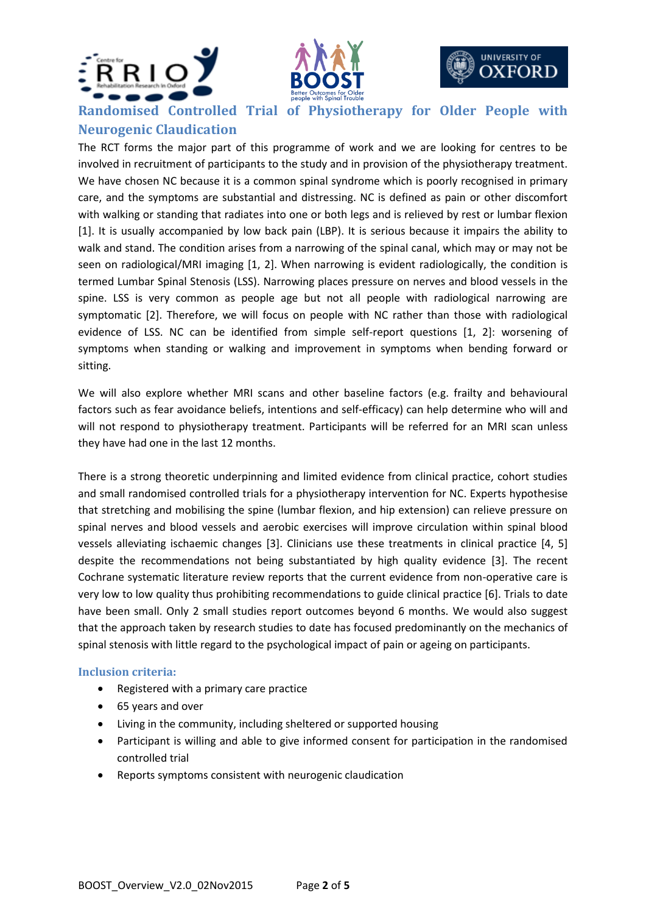## Randomised Controlled Trial of Physiotherapy for Older People with Neurogenic Claudication

The RCT forms the major part of this programme of work and we are looking for centres to be involved in recruitment of participants to the study and in provision of the physiotherapy treatment. We have chosen NC because it is a common spinal syndrome which is poorly recognised in primary care, and the symptoms are substantial and distressing. NC is defined as pain or other discomfort with walking or standing that radiates into one or both legs and is relieved by rest or lumbar flexion [1]. It is usually accompanied by low back pain (LBP). It is serious because it impairs the ability to walk and stand. The condition arises from a narrowing of the spinal canal, which may or may not be seen on radiological/MRI imaging [1, 2]. When narrowing is evident radiologically, the condition is termed Lumbar Spinal Stenosis (LSS). Narrowing places pressure on nerves and blood vessels in the spine. LSS is very common as people age but not all people with radiological narrowing are symptomatic [2]. Therefore, we will focus on people with NC rather than those with radiological evidence of LSS. NC can be identified from simple self-report questions [1, 2]: worsening of symptoms when standing or walking and improvement in symptoms when bending forward or sitting.

We will also explore whether MRI scans and other baseline factors (e.g. frailty and behavioural factors such as fear avoidance beliefs, intentions and self-efficacy) can help determine who will and will not respond to physiotherapy treatment. Participants will be referred for an MRI scan unless they have had one in the last 12 months.

There is a strong theoretic underpinning and limited evidence from clinical practice, cohort studies and small randomised controlled trials for a physiotherapy intervention for NC. Experts hypothesise that stretching and mobilising the spine (lumbar flexion, and hip extension) can relieve pressure on spinal nerves and blood vessels and aerobic exercises will improve circulation within spinal blood vessels alleviating ischaemic changes [3]. Clinicians use these treatments in clinical practice [4, 5] despite the recommendations not being substantiated by high quality evidence [3]. The recent Cochrane systematic literature review reports that the current evidence from non-operative care is very low to low quality thus prohibiting recommendations to guide clinical practice [6]. Trials to date have been small. Only 2 small studies report outcomes beyond 6 months. We would also suggest that the approach taken by research studies to date has focused predominantly on the mechanics of spinal stenosis with little regard to the psychological impact of pain or ageing on participants.

### Inclusion criteria:

- Registered with a primary care practice
- 65 years and over
- Living in the community, including sheltered or supported housing
- Participant is willing and able to give informed consent for participation in the randomised controlled trial
- Reports symptoms consistent with neurogenic claudication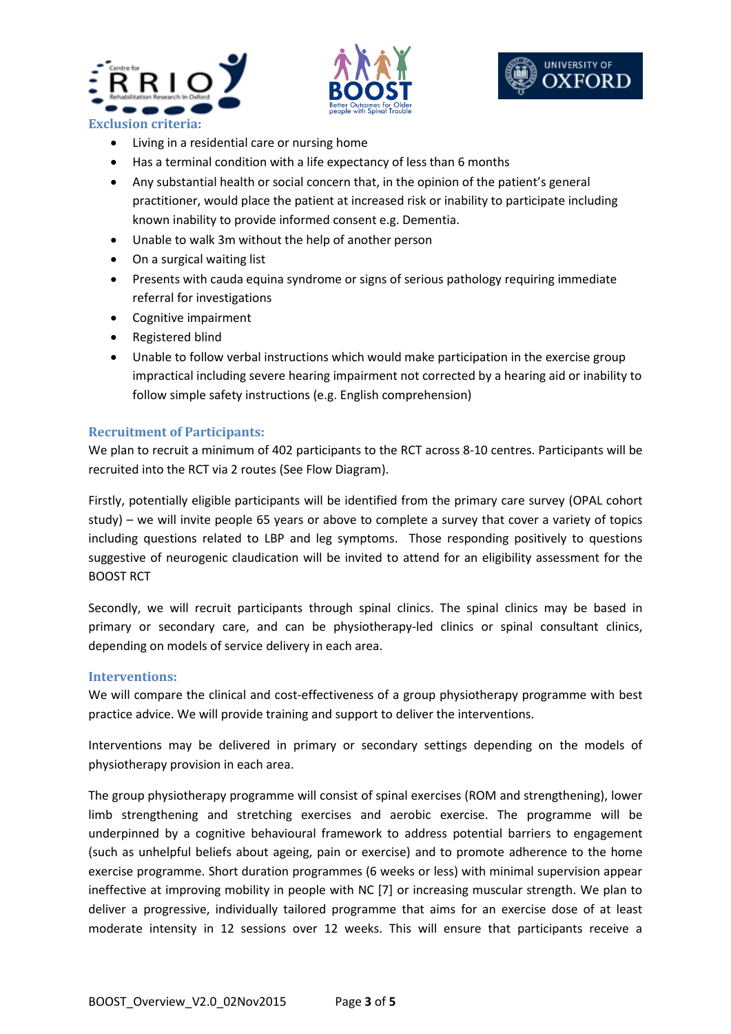### Exclusion criteria:

- Living in a residential care or nursing home
- Has a terminal condition with a life expectancy of less than 6 months
- Any substantial health or social concern that, in the opinion of the patient's general practitioner, would place the patient at increased risk or inability to participate including known inability to provide informed consent e.g. Dementia.
- Unable to walk 3m without the help of another person
- On a surgical waiting list
- Presents with cauda equina syndrome or signs of serious pathology requiring immediate referral for investigations
- Cognitive impairment
- Registered blind
- Unable to follow verbal instructions which would make participation in the exercise group impractical including severe hearing impairment not corrected by a hearing aid or inability to follow simple safety instructions (e.g. English comprehension)

### Recruitment of Participants:

We plan to recruit a minimum of 402 participants to the RCT across 8-10 centres. Participants will be recruited into the RCT via 2 routes (See Flow Diagram).

Firstly, potentially eligible participants will be identified from the primary care survey (OPAL cohort study) – we will invite people 65 years or above to complete a survey that cover a variety of topics including questions related to LBP and leg symptoms. Those responding positively to questions suggestive of neurogenic claudication will be invited to attend for an eligibility assessment for the BOOST RCT

Secondly, we will recruit participants through spinal clinics. The spinal clinics may be based in primary or secondary care, and can be physiotherapy-led clinics or spinal consultant clinics, depending on models of service delivery in each area.

### Interventions:

We will compare the clinical and cost-effectiveness of a group physiotherapy programme with best practice advice. We will provide training and support to deliver the interventions.

Interventions may be delivered in primary or secondary settings depending on the models of physiotherapy provision in each area.

The group physiotherapy programme will consist of spinal exercises (ROM and strengthening), lower limb strengthening and stretching exercises and aerobic exercise. The programme will be underpinned by a cognitive behavioural framework to address potential barriers to engagement (such as unhelpful beliefs about ageing, pain or exercise) and to promote adherence to the home exercise programme. Short duration programmes (6 weeks or less) with minimal supervision appear ineffective at improving mobility in people with NC [7] or increasing muscular strength. We plan to deliver a progressive, individually tailored programme that aims for an exercise dose of at least moderate intensity in 12 sessions over 12 weeks. This will ensure that participants receive a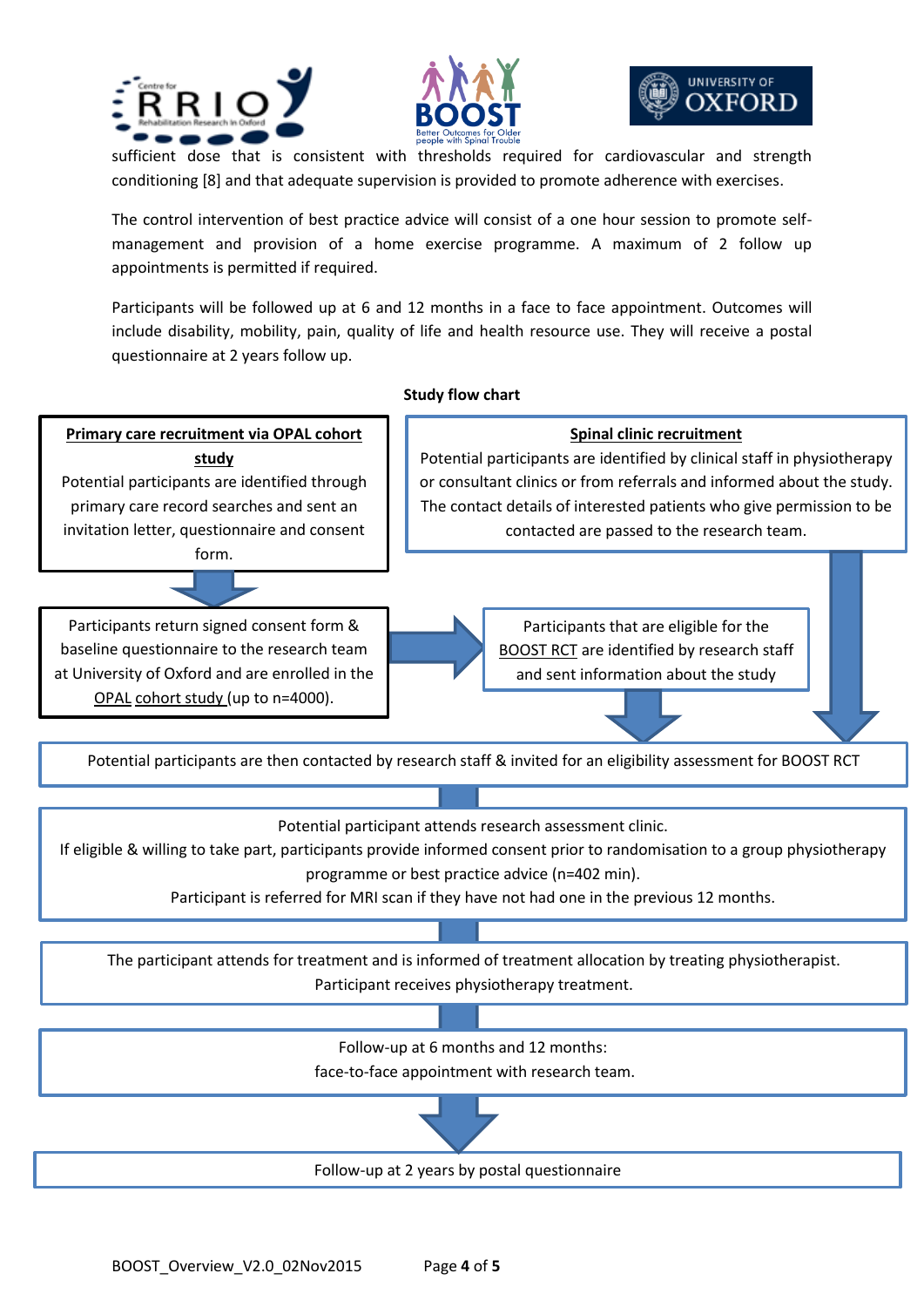sufficient dose that is consistent with thresholds required for cardiovascular and strength conditioning [8] and that adequate supervision is provided to promote adherence with exercises.

The control intervention of best practice advice will consist of a one hour session to promote self-management and provision of a home exercise programme. A maximum of 2 follow up appointments is permitted if required.

Participants will be followed up at 6 and 12 months in a face to face appointment. Outcomes will include disability, mobility, pain, quality of life and health resource use. They will receive a postal questionnaire at 2 years follow up.

**Study flow chart**

**Primary care recruitment via OPAL cohort study**
Potential participants are identified through primary care record searches and sent an invitation letter, questionnaire and consent form.

↓

Participants return signed consent form & baseline questionnaire to the research team at University of Oxford and are enrolled in the OPAL cohort study (up to n=4000).

→

Participants that are eligible for the BOOST RCT are identified by research staff and sent information about the study

**Spinal clinic recruitment**
Potential participants are identified by clinical staff in physiotherapy or consultant clinics or from referrals and informed about the study. The contact details of interested patients who give permission to be contacted are passed to the research team.

↓

Potential participants are then contacted by research staff & invited for an eligibility assessment for BOOST RCT

↓

Potential participant attends research assessment clinic.
If eligible & willing to take part, participants provide informed consent prior to randomisation to a group physiotherapy programme or best practice advice (n=402 min).
Participant is referred for MRI scan if they have not had one in the previous 12 months.

↓

The participant attends for treatment and is informed of treatment allocation by treating physiotherapist.
Participant receives physiotherapy treatment.

↓

Follow-up at 6 months and 12 months:
face-to-face appointment with research team.

↓

Follow-up at 2 years by postal questionnaire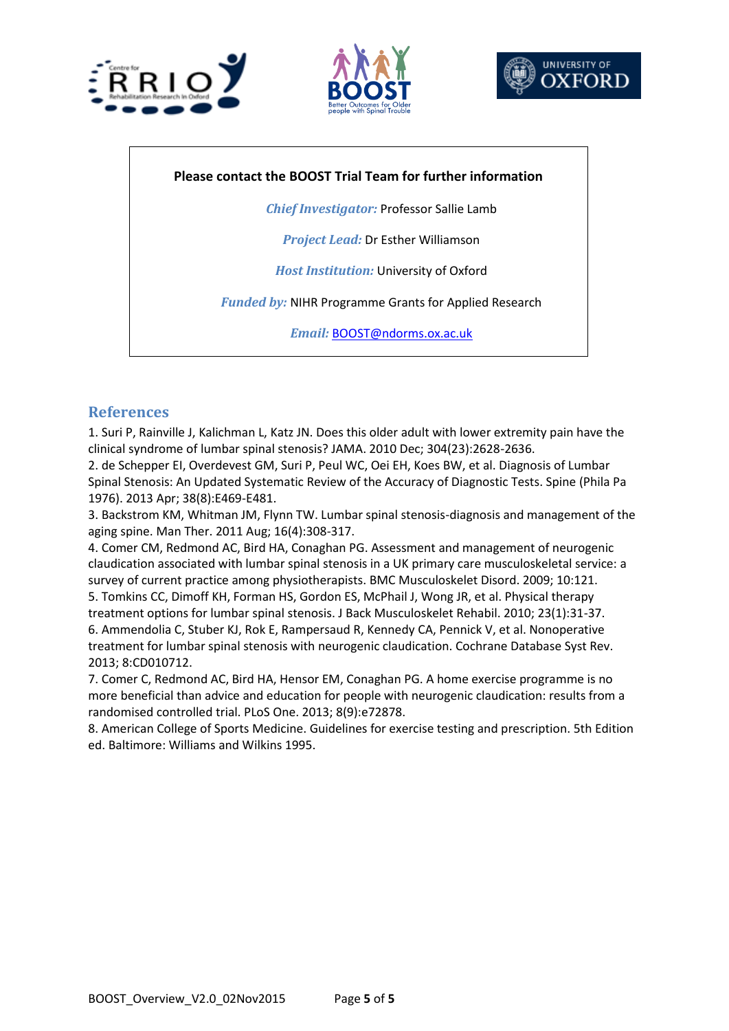**Please contact the BOOST Trial Team for further information**

*Chief Investigator:* Professor Sallie Lamb

*Project Lead:* Dr Esther Williamson

*Host Institution:* University of Oxford

*Funded by:* NIHR Programme Grants for Applied Research

*Email:* BOOST@ndorms.ox.ac.uk

## References

1. Suri P, Rainville J, Kalichman L, Katz JN. Does this older adult with lower extremity pain have the clinical syndrome of lumbar spinal stenosis? JAMA. 2010 Dec; 304(23):2628-2636.
2. de Schepper EI, Overdevest GM, Suri P, Peul WC, Oei EH, Koes BW, et al. Diagnosis of Lumbar Spinal Stenosis: An Updated Systematic Review of the Accuracy of Diagnostic Tests. Spine (Phila Pa 1976). 2013 Apr; 38(8):E469-E481.
3. Backstrom KM, Whitman JM, Flynn TW. Lumbar spinal stenosis-diagnosis and management of the aging spine. Man Ther. 2011 Aug; 16(4):308-317.
4. Comer CM, Redmond AC, Bird HA, Conaghan PG. Assessment and management of neurogenic claudication associated with lumbar spinal stenosis in a UK primary care musculoskeletal service: a survey of current practice among physiotherapists. BMC Musculoskelet Disord. 2009; 10:121.
5. Tomkins CC, Dimoff KH, Forman HS, Gordon ES, McPhail J, Wong JR, et al. Physical therapy treatment options for lumbar spinal stenosis. J Back Musculoskelet Rehabil. 2010; 23(1):31-37.
6. Ammendolia C, Stuber KJ, Rok E, Rampersaud R, Kennedy CA, Pennick V, et al. Nonoperative treatment for lumbar spinal stenosis with neurogenic claudication. Cochrane Database Syst Rev. 2013; 8:CD010712.
7. Comer C, Redmond AC, Bird HA, Hensor EM, Conaghan PG. A home exercise programme is no more beneficial than advice and education for people with neurogenic claudication: results from a randomised controlled trial. PLoS One. 2013; 8(9):e72878.
8. American College of Sports Medicine. Guidelines for exercise testing and prescription. 5th Edition ed. Baltimore: Williams and Wilkins 1995.